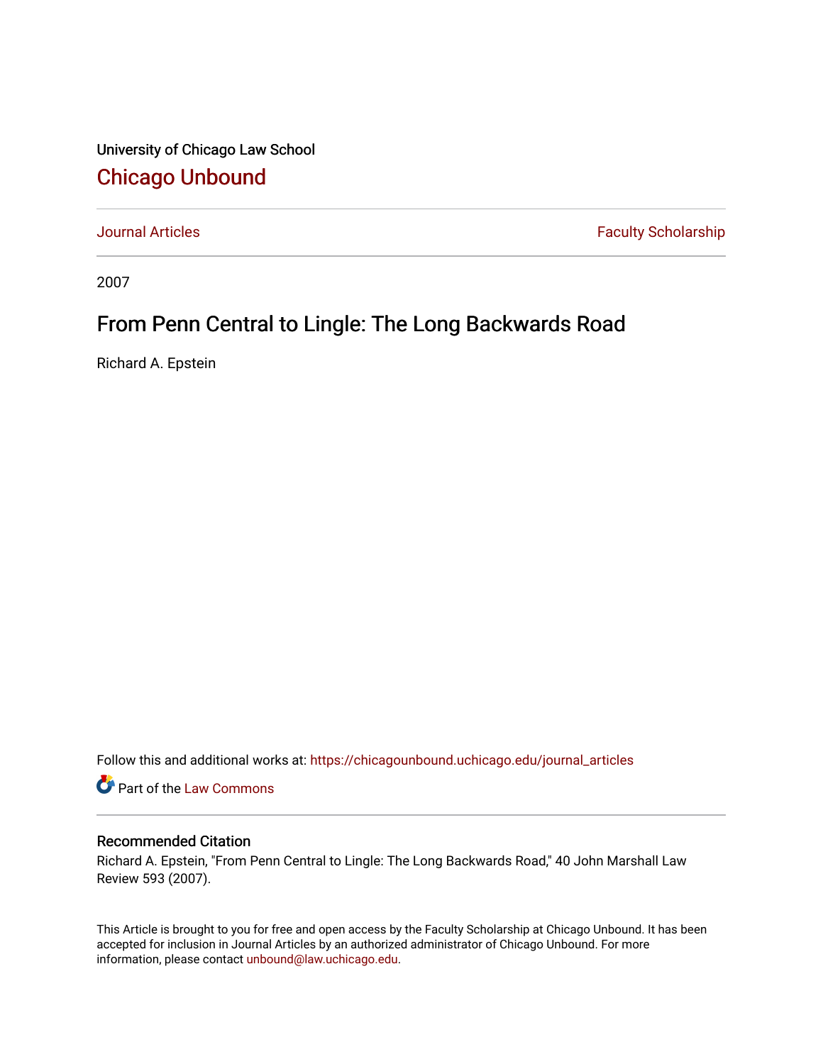University of Chicago Law School

# Chicago Unbound

Journal Articles | Faculty Scholarship

2007

## From Penn Central to Lingle: The Long Backwards Road

Richard A. Epstein

Follow this and additional works at: https://chicagounbound.uchicago.edu/journal_articles

Part of the Law Commons

### Recommended Citation

Richard A. Epstein, "From Penn Central to Lingle: The Long Backwards Road," 40 John Marshall Law Review 593 (2007).

This Article is brought to you for free and open access by the Faculty Scholarship at Chicago Unbound. It has been accepted for inclusion in Journal Articles by an authorized administrator of Chicago Unbound. For more information, please contact unbound@law.uchicago.edu.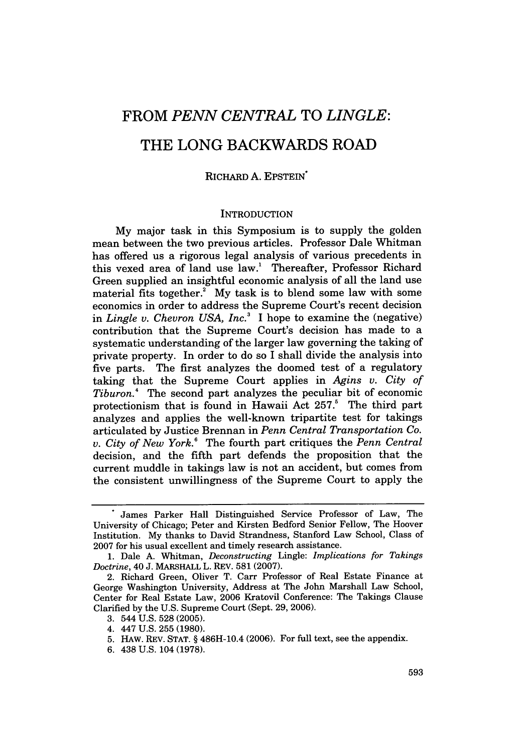# FROM *PENN CENTRAL* TO *LINGLE*: THE LONG BACKWARDS ROAD

RICHARD A. EPSTEIN*

## INTRODUCTION

My major task in this Symposium is to supply the golden mean between the two previous articles. Professor Dale Whitman has offered us a rigorous legal analysis of various precedents in this vexed area of land use law.[1] Thereafter, Professor Richard Green supplied an insightful economic analysis of all the land use material fits together.[2] My task is to blend some law with some economics in order to address the Supreme Court's recent decision in *Lingle v. Chevron USA, Inc.*[3] I hope to examine the (negative) contribution that the Supreme Court's decision has made to a systematic understanding of the larger law governing the taking of private property. In order to do so I shall divide the analysis into five parts. The first analyzes the doomed test of a regulatory taking that the Supreme Court applies in *Agins v. City of Tiburon.*[4] The second part analyzes the peculiar bit of economic protectionism that is found in Hawaii Act 257.[5] The third part analyzes and applies the well-known tripartite test for takings articulated by Justice Brennan in *Penn Central Transportation Co. v. City of New York.*[6] The fourth part critiques the *Penn Central* decision, and the fifth part defends the proposition that the current muddle in takings law is not an accident, but comes from the consistent unwillingness of the Supreme Court to apply the

---

\* James Parker Hall Distinguished Service Professor of Law, The University of Chicago; Peter and Kirsten Bedford Senior Fellow, The Hoover Institution. My thanks to David Strandness, Stanford Law School, Class of 2007 for his usual excellent and timely research assistance.

1. Dale A. Whitman, *Deconstructing* Lingle: *Implications for Takings Doctrine*, 40 J. MARSHALL L. REV. 581 (2007).

2. Richard Green, Oliver T. Carr Professor of Real Estate Finance at George Washington University, Address at The John Marshall Law School, Center for Real Estate Law, 2006 Kratovil Conference: The Takings Clause Clarified by the U.S. Supreme Court (Sept. 29, 2006).

3. 544 U.S. 528 (2005).

4. 447 U.S. 255 (1980).

5. HAW. REV. STAT. § 486H-10.4 (2006). For full text, see the appendix.

6. 438 U.S. 104 (1978).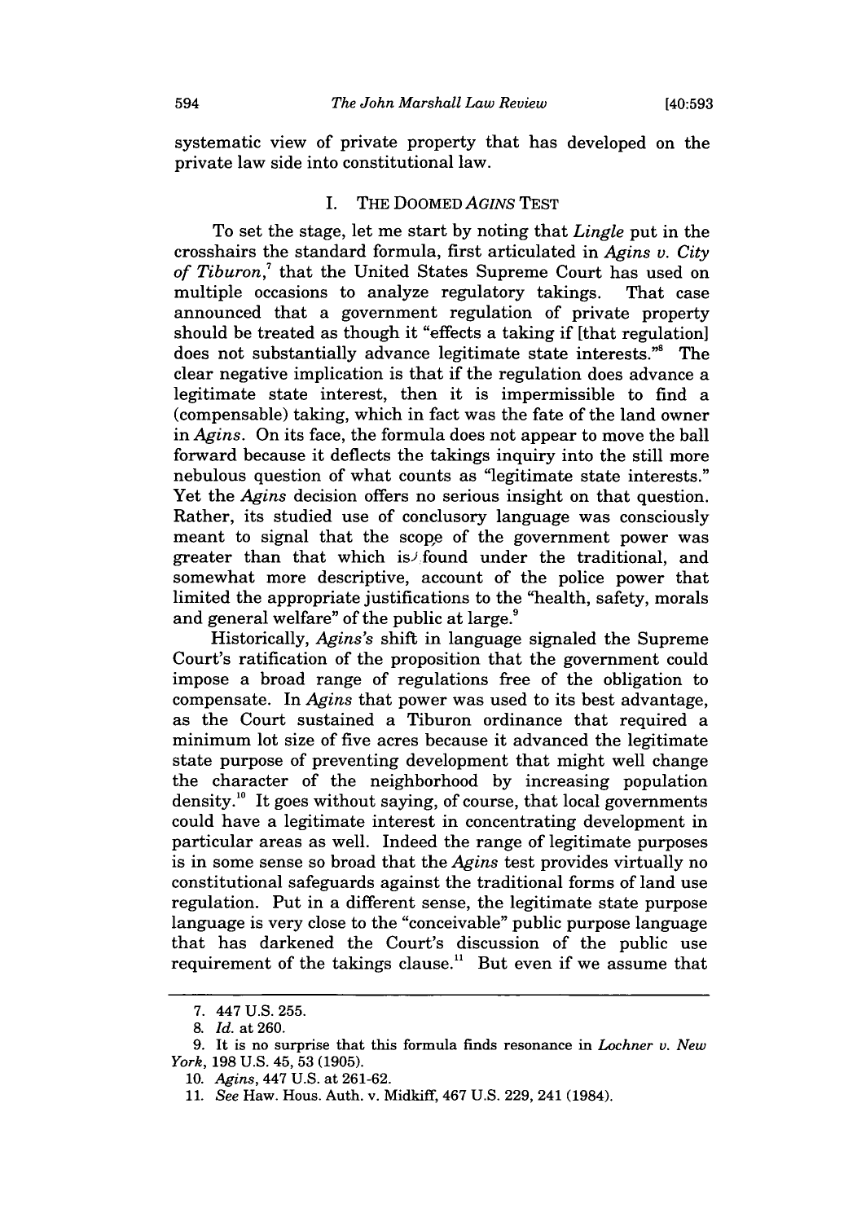systematic view of private property that has developed on the private law side into constitutional law.

## I. THE DOOMED *AGINS* TEST

To set the stage, let me start by noting that *Lingle* put in the crosshairs the standard formula, first articulated in *Agins v. City of Tiburon*,[7] that the United States Supreme Court has used on multiple occasions to analyze regulatory takings. That case announced that a government regulation of private property should be treated as though it "effects a taking if [that regulation] does not substantially advance legitimate state interests."[8] The clear negative implication is that if the regulation does advance a legitimate state interest, then it is impermissible to find a (compensable) taking, which in fact was the fate of the land owner in *Agins*. On its face, the formula does not appear to move the ball forward because it deflects the takings inquiry into the still more nebulous question of what counts as "legitimate state interests." Yet the *Agins* decision offers no serious insight on that question. Rather, its studied use of conclusory language was consciously meant to signal that the scope of the government power was greater than that which is found under the traditional, and somewhat more descriptive, account of the police power that limited the appropriate justifications to the "health, safety, morals and general welfare" of the public at large.[9]

Historically, *Agins's* shift in language signaled the Supreme Court's ratification of the proposition that the government could impose a broad range of regulations free of the obligation to compensate. In *Agins* that power was used to its best advantage, as the Court sustained a Tiburon ordinance that required a minimum lot size of five acres because it advanced the legitimate state purpose of preventing development that might well change the character of the neighborhood by increasing population density.[10] It goes without saying, of course, that local governments could have a legitimate interest in concentrating development in particular areas as well. Indeed the range of legitimate purposes is in some sense so broad that the *Agins* test provides virtually no constitutional safeguards against the traditional forms of land use regulation. Put in a different sense, the legitimate state purpose language is very close to the "conceivable" public purpose language that has darkened the Court's discussion of the public use requirement of the takings clause.[11] But even if we assume that

---

7. 447 U.S. 255.

8. *Id.* at 260.

9. It is no surprise that this formula finds resonance in *Lochner v. New York*, 198 U.S. 45, 53 (1905).

10. *Agins*, 447 U.S. at 261-62.

11. *See* Haw. Hous. Auth. v. Midkiff, 467 U.S. 229, 241 (1984).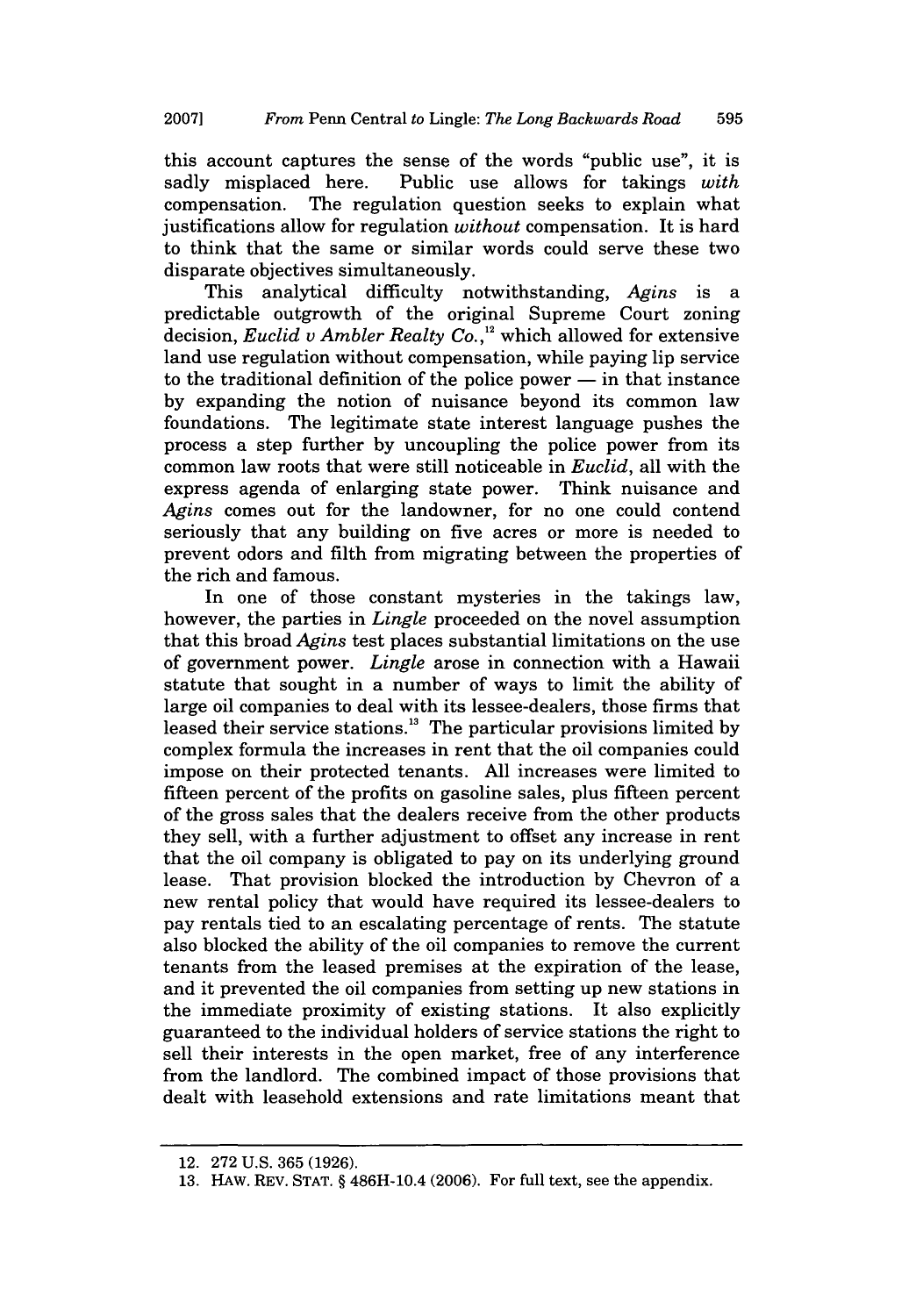this account captures the sense of the words "public use", it is sadly misplaced here. Public use allows for takings *with* compensation. The regulation question seeks to explain what justifications allow for regulation *without* compensation. It is hard to think that the same or similar words could serve these two disparate objectives simultaneously.

This analytical difficulty notwithstanding, *Agins* is a predictable outgrowth of the original Supreme Court zoning decision, *Euclid v Ambler Realty Co.*,[12] which allowed for extensive land use regulation without compensation, while paying lip service to the traditional definition of the police power — in that instance by expanding the notion of nuisance beyond its common law foundations. The legitimate state interest language pushes the process a step further by uncoupling the police power from its common law roots that were still noticeable in *Euclid*, all with the express agenda of enlarging state power. Think nuisance and *Agins* comes out for the landowner, for no one could contend seriously that any building on five acres or more is needed to prevent odors and filth from migrating between the properties of the rich and famous.

In one of those constant mysteries in the takings law, however, the parties in *Lingle* proceeded on the novel assumption that this broad *Agins* test places substantial limitations on the use of government power. *Lingle* arose in connection with a Hawaii statute that sought in a number of ways to limit the ability of large oil companies to deal with its lessee-dealers, those firms that leased their service stations.[13] The particular provisions limited by complex formula the increases in rent that the oil companies could impose on their protected tenants. All increases were limited to fifteen percent of the profits on gasoline sales, plus fifteen percent of the gross sales that the dealers receive from the other products they sell, with a further adjustment to offset any increase in rent that the oil company is obligated to pay on its underlying ground lease. That provision blocked the introduction by Chevron of a new rental policy that would have required its lessee-dealers to pay rentals tied to an escalating percentage of rents. The statute also blocked the ability of the oil companies to remove the current tenants from the leased premises at the expiration of the lease, and it prevented the oil companies from setting up new stations in the immediate proximity of existing stations. It also explicitly guaranteed to the individual holders of service stations the right to sell their interests in the open market, free of any interference from the landlord. The combined impact of those provisions that dealt with leasehold extensions and rate limitations meant that

---

12. 272 U.S. 365 (1926).

13. HAW. REV. STAT. § 486H-10.4 (2006). For full text, see the appendix.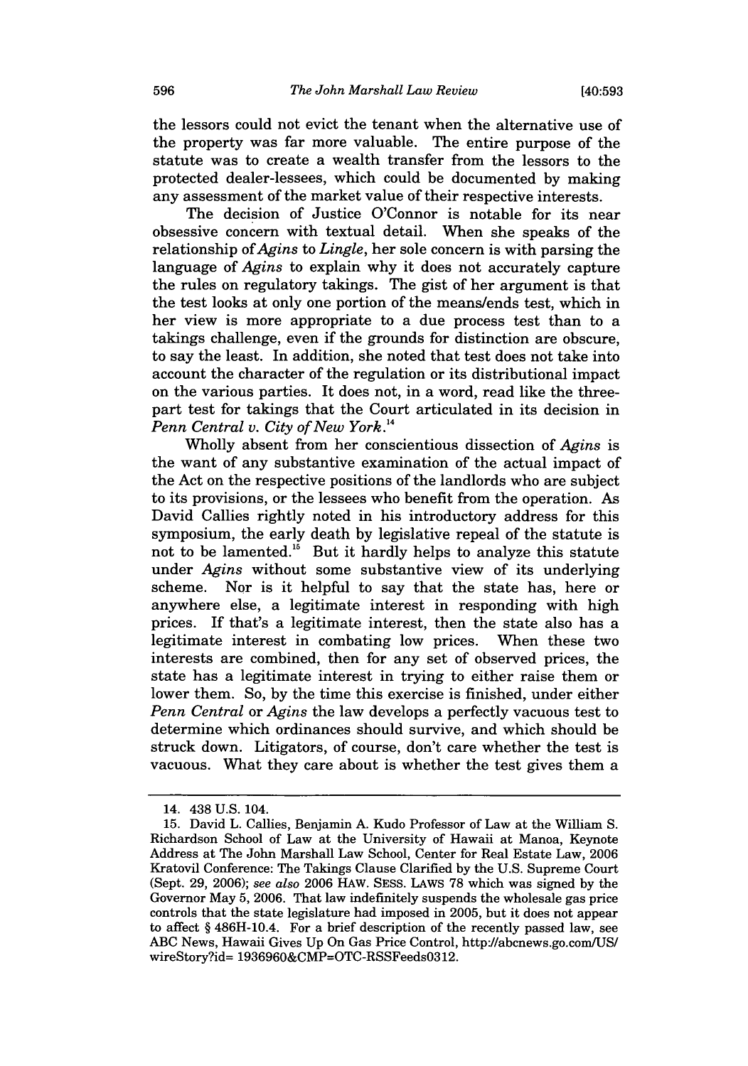the lessors could not evict the tenant when the alternative use of the property was far more valuable. The entire purpose of the statute was to create a wealth transfer from the lessors to the protected dealer-lessees, which could be documented by making any assessment of the market value of their respective interests.

The decision of Justice O'Connor is notable for its near obsessive concern with textual detail. When she speaks of the relationship of *Agins* to *Lingle*, her sole concern is with parsing the language of *Agins* to explain why it does not accurately capture the rules on regulatory takings. The gist of her argument is that the test looks at only one portion of the means/ends test, which in her view is more appropriate to a due process test than to a takings challenge, even if the grounds for distinction are obscure, to say the least. In addition, she noted that test does not take into account the character of the regulation or its distributional impact on the various parties. It does not, in a word, read like the three-part test for takings that the Court articulated in its decision in *Penn Central v. City of New York*.[14]

Wholly absent from her conscientious dissection of *Agins* is the want of any substantive examination of the actual impact of the Act on the respective positions of the landlords who are subject to its provisions, or the lessees who benefit from the operation. As David Callies rightly noted in his introductory address for this symposium, the early death by legislative repeal of the statute is not to be lamented.[15] But it hardly helps to analyze this statute under *Agins* without some substantive view of its underlying scheme. Nor is it helpful to say that the state has, here or anywhere else, a legitimate interest in responding with high prices. If that's a legitimate interest, then the state also has a legitimate interest in combating low prices. When these two interests are combined, then for any set of observed prices, the state has a legitimate interest in trying to either raise them or lower them. So, by the time this exercise is finished, under either *Penn Central* or *Agins* the law develops a perfectly vacuous test to determine which ordinances should survive, and which should be struck down. Litigators, of course, don't care whether the test is vacuous. What they care about is whether the test gives them a

---

14. 438 U.S. 104.

15. David L. Callies, Benjamin A. Kudo Professor of Law at the William S. Richardson School of Law at the University of Hawaii at Manoa, Keynote Address at The John Marshall Law School, Center for Real Estate Law, 2006 Kratovil Conference: The Takings Clause Clarified by the U.S. Supreme Court (Sept. 29, 2006); *see also* 2006 HAW. SESS. LAWS 78 which was signed by the Governor May 5, 2006. That law indefinitely suspends the wholesale gas price controls that the state legislature had imposed in 2005, but it does not appear to affect § 486H-10.4. For a brief description of the recently passed law, see ABC News, Hawaii Gives Up On Gas Price Control, http://abcnews.go.com/US/wireStory?id= 1936960&CMP=OTC-RSSFeeds0312.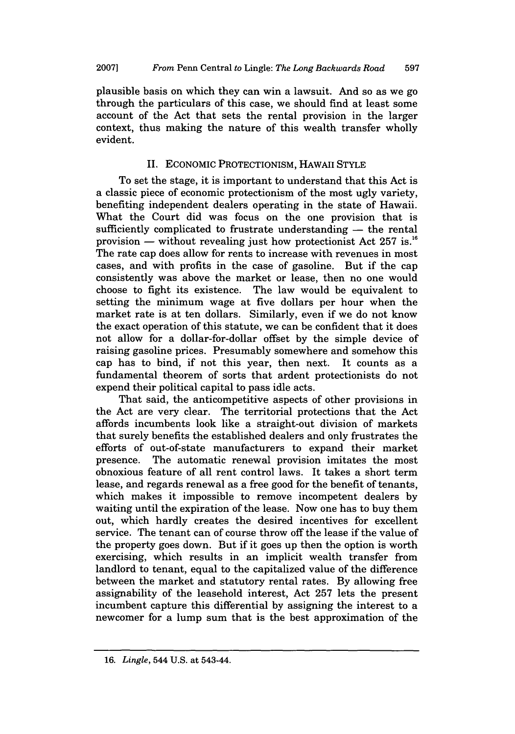plausible basis on which they can win a lawsuit. And so as we go through the particulars of this case, we should find at least some account of the Act that sets the rental provision in the larger context, thus making the nature of this wealth transfer wholly evident.

## II. ECONOMIC PROTECTIONISM, HAWAII STYLE

To set the stage, it is important to understand that this Act is a classic piece of economic protectionism of the most ugly variety, benefiting independent dealers operating in the state of Hawaii. What the Court did was focus on the one provision that is sufficiently complicated to frustrate understanding — the rental provision — without revealing just how protectionist Act 257 is.[16] The rate cap does allow for rents to increase with revenues in most cases, and with profits in the case of gasoline. But if the cap consistently was above the market or lease, then no one would choose to fight its existence. The law would be equivalent to setting the minimum wage at five dollars per hour when the market rate is at ten dollars. Similarly, even if we do not know the exact operation of this statute, we can be confident that it does not allow for a dollar-for-dollar offset by the simple device of raising gasoline prices. Presumably somewhere and somehow this cap has to bind, if not this year, then next. It counts as a fundamental theorem of sorts that ardent protectionists do not expend their political capital to pass idle acts.

That said, the anticompetitive aspects of other provisions in the Act are very clear. The territorial protections that the Act affords incumbents look like a straight-out division of markets that surely benefits the established dealers and only frustrates the efforts of out-of-state manufacturers to expand their market presence. The automatic renewal provision imitates the most obnoxious feature of all rent control laws. It takes a short term lease, and regards renewal as a free good for the benefit of tenants, which makes it impossible to remove incompetent dealers by waiting until the expiration of the lease. Now one has to buy them out, which hardly creates the desired incentives for excellent service. The tenant can of course throw off the lease if the value of the property goes down. But if it goes up then the option is worth exercising, which results in an implicit wealth transfer from landlord to tenant, equal to the capitalized value of the difference between the market and statutory rental rates. By allowing free assignability of the leasehold interest, Act 257 lets the present incumbent capture this differential by assigning the interest to a newcomer for a lump sum that is the best approximation of the

---

16. *Lingle*, 544 U.S. at 543-44.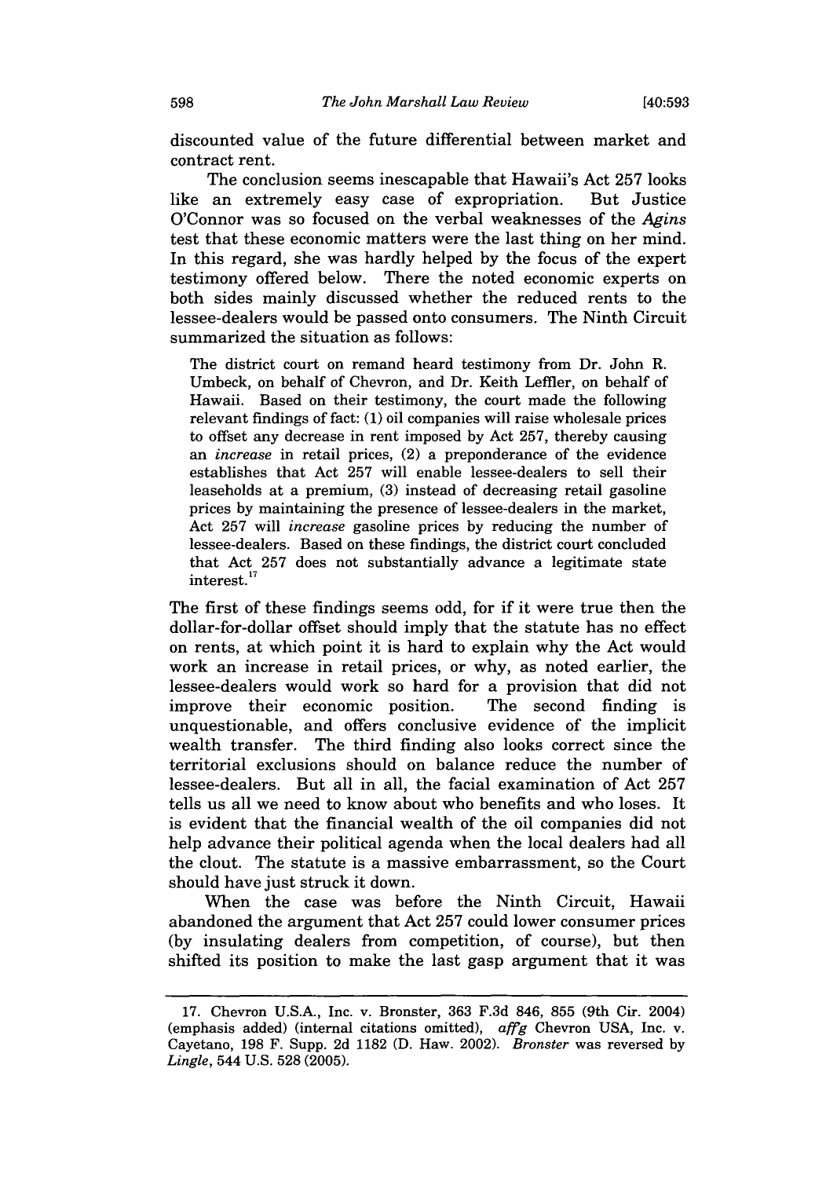discounted value of the future differential between market and contract rent.

The conclusion seems inescapable that Hawaii's Act 257 looks like an extremely easy case of expropriation. But Justice O'Connor was so focused on the verbal weaknesses of the *Agins* test that these economic matters were the last thing on her mind. In this regard, she was hardly helped by the focus of the expert testimony offered below. There the noted economic experts on both sides mainly discussed whether the reduced rents to the lessee-dealers would be passed onto consumers. The Ninth Circuit summarized the situation as follows:

> The district court on remand heard testimony from Dr. John R. Umbeck, on behalf of Chevron, and Dr. Keith Leffler, on behalf of Hawaii. Based on their testimony, the court made the following relevant findings of fact: (1) oil companies will raise wholesale prices to offset any decrease in rent imposed by Act 257, thereby causing an *increase* in retail prices, (2) a preponderance of the evidence establishes that Act 257 will enable lessee-dealers to sell their leaseholds at a premium, (3) instead of decreasing retail gasoline prices by maintaining the presence of lessee-dealers in the market, Act 257 will *increase* gasoline prices by reducing the number of lessee-dealers. Based on these findings, the district court concluded that Act 257 does not substantially advance a legitimate state interest.[17]

The first of these findings seems odd, for if it were true then the dollar-for-dollar offset should imply that the statute has no effect on rents, at which point it is hard to explain why the Act would work an increase in retail prices, or why, as noted earlier, the lessee-dealers would work so hard for a provision that did not improve their economic position. The second finding is unquestionable, and offers conclusive evidence of the implicit wealth transfer. The third finding also looks correct since the territorial exclusions should on balance reduce the number of lessee-dealers. But all in all, the facial examination of Act 257 tells us all we need to know about who benefits and who loses. It is evident that the financial wealth of the oil companies did not help advance their political agenda when the local dealers had all the clout. The statute is a massive embarrassment, so the Court should have just struck it down.

When the case was before the Ninth Circuit, Hawaii abandoned the argument that Act 257 could lower consumer prices (by insulating dealers from competition, of course), but then shifted its position to make the last gasp argument that it was

---

17. Chevron U.S.A., Inc. v. Bronster, 363 F.3d 846, 855 (9th Cir. 2004) (emphasis added) (internal citations omitted), *aff'g* Chevron USA, Inc. v. Cayetano, 198 F. Supp. 2d 1182 (D. Haw. 2002). *Bronster* was reversed by *Lingle*, 544 U.S. 528 (2005).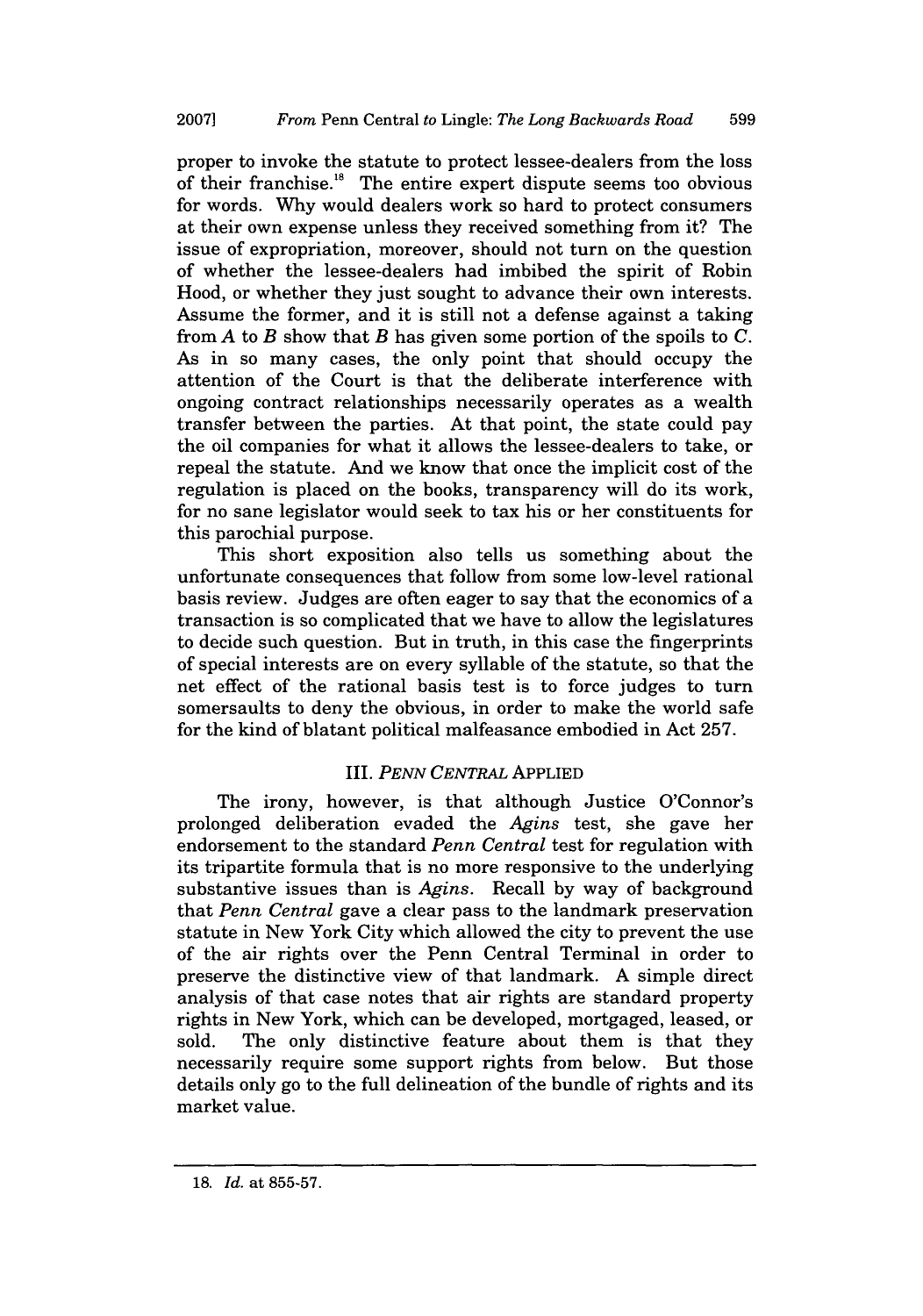proper to invoke the statute to protect lessee-dealers from the loss of their franchise.[18] The entire expert dispute seems too obvious for words. Why would dealers work so hard to protect consumers at their own expense unless they received something from it? The issue of expropriation, moreover, should not turn on the question of whether the lessee-dealers had imbibed the spirit of Robin Hood, or whether they just sought to advance their own interests. Assume the former, and it is still not a defense against a taking from *A* to *B* show that *B* has given some portion of the spoils to *C*. As in so many cases, the only point that should occupy the attention of the Court is that the deliberate interference with ongoing contract relationships necessarily operates as a wealth transfer between the parties. At that point, the state could pay the oil companies for what it allows the lessee-dealers to take, or repeal the statute. And we know that once the implicit cost of the regulation is placed on the books, transparency will do its work, for no sane legislator would seek to tax his or her constituents for this parochial purpose.

This short exposition also tells us something about the unfortunate consequences that follow from some low-level rational basis review. Judges are often eager to say that the economics of a transaction is so complicated that we have to allow the legislatures to decide such question. But in truth, in this case the fingerprints of special interests are on every syllable of the statute, so that the net effect of the rational basis test is to force judges to turn somersaults to deny the obvious, in order to make the world safe for the kind of blatant political malfeasance embodied in Act 257.

### III. *PENN CENTRAL* APPLIED

The irony, however, is that although Justice O'Connor's prolonged deliberation evaded the *Agins* test, she gave her endorsement to the standard *Penn Central* test for regulation with its tripartite formula that is no more responsive to the underlying substantive issues than is *Agins*. Recall by way of background that *Penn Central* gave a clear pass to the landmark preservation statute in New York City which allowed the city to prevent the use of the air rights over the Penn Central Terminal in order to preserve the distinctive view of that landmark. A simple direct analysis of that case notes that air rights are standard property rights in New York, which can be developed, mortgaged, leased, or sold. The only distinctive feature about them is that they necessarily require some support rights from below. But those details only go to the full delineation of the bundle of rights and its market value.

18. *Id.* at 855-57.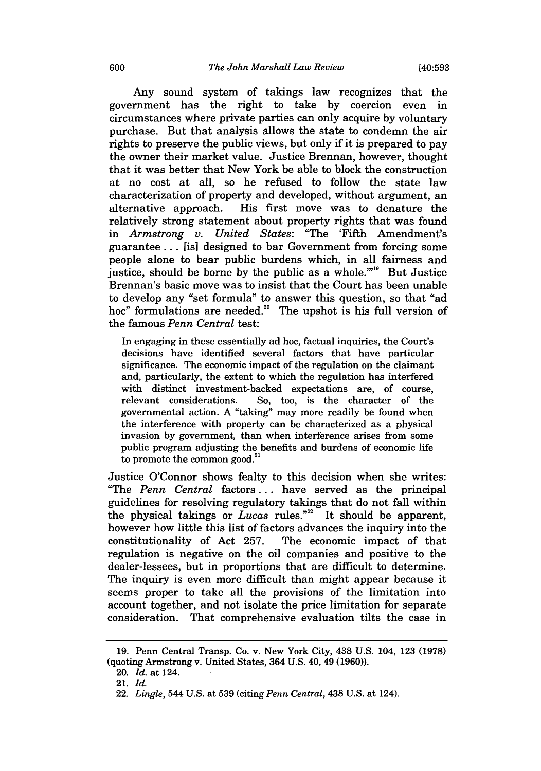Any sound system of takings law recognizes that the government has the right to take by coercion even in circumstances where private parties can only acquire by voluntary purchase. But that analysis allows the state to condemn the air rights to preserve the public views, but only if it is prepared to pay the owner their market value. Justice Brennan, however, thought that it was better that New York be able to block the construction at no cost at all, so he refused to follow the state law characterization of property and developed, without argument, an alternative approach. His first move was to denature the relatively strong statement about property rights that was found in *Armstrong v. United States*: "The 'Fifth Amendment's guarantee . . . [is] designed to bar Government from forcing some people alone to bear public burdens which, in all fairness and justice, should be borne by the public as a whole.'"[19] But Justice Brennan's basic move was to insist that the Court has been unable to develop any "set formula" to answer this question, so that "ad hoc" formulations are needed.[20] The upshot is his full version of the famous *Penn Central* test:

> In engaging in these essentially ad hoc, factual inquiries, the Court's decisions have identified several factors that have particular significance. The economic impact of the regulation on the claimant and, particularly, the extent to which the regulation has interfered with distinct investment-backed expectations are, of course, relevant considerations. So, too, is the character of the governmental action. A "taking" may more readily be found when the interference with property can be characterized as a physical invasion by government, than when interference arises from some public program adjusting the benefits and burdens of economic life to promote the common good.[21]

Justice O'Connor shows fealty to this decision when she writes: "The *Penn Central* factors . . . have served as the principal guidelines for resolving regulatory takings that do not fall within the physical takings or *Lucas* rules."[22] It should be apparent, however how little this list of factors advances the inquiry into the constitutionality of Act 257. The economic impact of that regulation is negative on the oil companies and positive to the dealer-lessees, but in proportions that are difficult to determine. The inquiry is even more difficult than might appear because it seems proper to take all the provisions of the limitation into account together, and not isolate the price limitation for separate consideration. That comprehensive evaluation tilts the case in

---

19. Penn Central Transp. Co. v. New York City, 438 U.S. 104, 123 (1978) (quoting Armstrong v. United States, 364 U.S. 40, 49 (1960)).

20. *Id.* at 124.

21. *Id.*

22. *Lingle*, 544 U.S. at 539 (citing *Penn Central*, 438 U.S. at 124).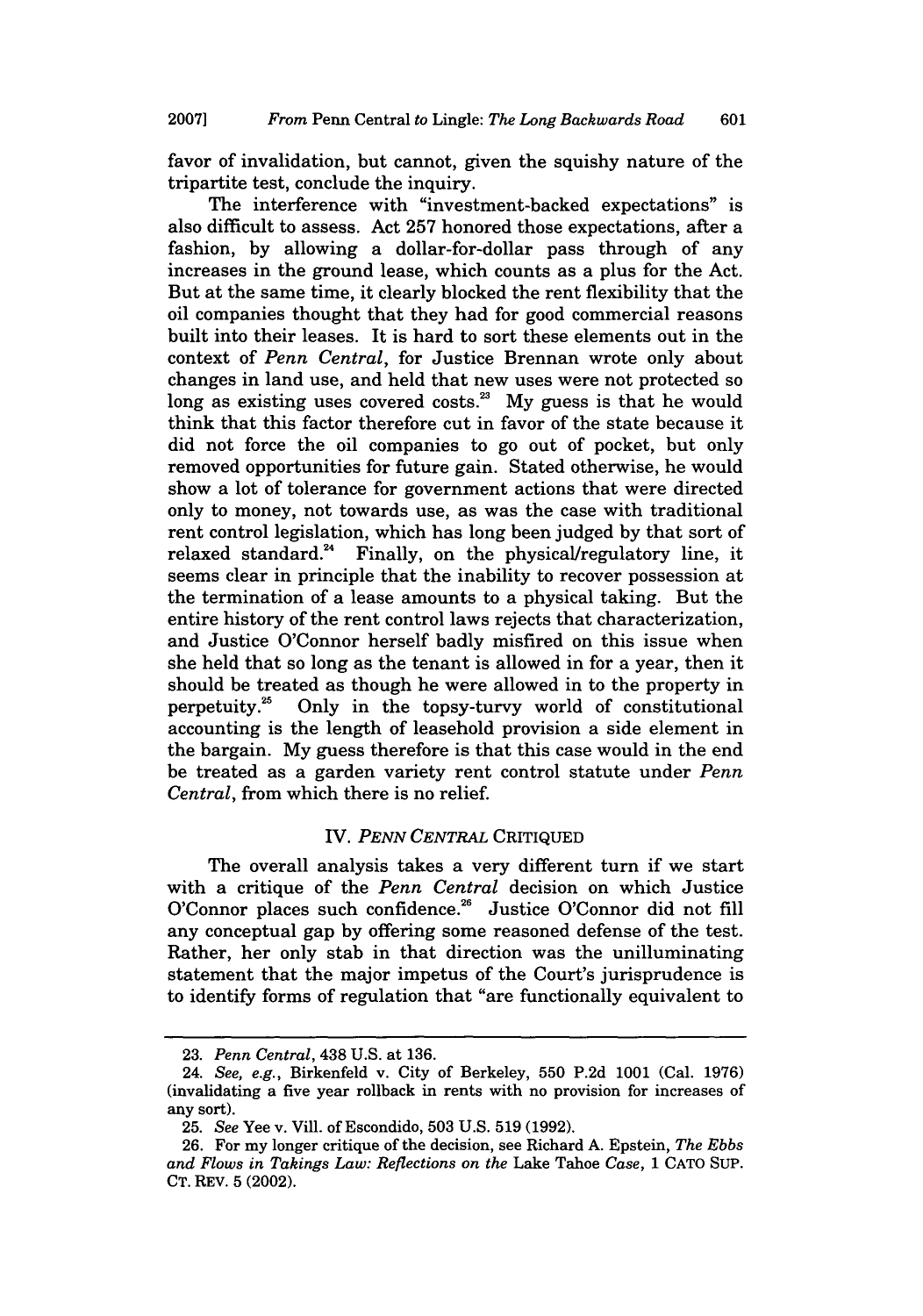favor of invalidation, but cannot, given the squishy nature of the tripartite test, conclude the inquiry.

The interference with "investment-backed expectations" is also difficult to assess. Act 257 honored those expectations, after a fashion, by allowing a dollar-for-dollar pass through of any increases in the ground lease, which counts as a plus for the Act. But at the same time, it clearly blocked the rent flexibility that the oil companies thought that they had for good commercial reasons built into their leases. It is hard to sort these elements out in the context of *Penn Central*, for Justice Brennan wrote only about changes in land use, and held that new uses were not protected so long as existing uses covered costs.[23] My guess is that he would think that this factor therefore cut in favor of the state because it did not force the oil companies to go out of pocket, but only removed opportunities for future gain. Stated otherwise, he would show a lot of tolerance for government actions that were directed only to money, not towards use, as was the case with traditional rent control legislation, which has long been judged by that sort of relaxed standard.[24] Finally, on the physical/regulatory line, it seems clear in principle that the inability to recover possession at the termination of a lease amounts to a physical taking. But the entire history of the rent control laws rejects that characterization, and Justice O'Connor herself badly misfired on this issue when she held that so long as the tenant is allowed in for a year, then it should be treated as though he were allowed in to the property in perpetuity.[25] Only in the topsy-turvy world of constitutional accounting is the length of leasehold provision a side element in the bargain. My guess therefore is that this case would in the end be treated as a garden variety rent control statute under *Penn Central*, from which there is no relief.

## IV. *PENN CENTRAL* CRITIQUED

The overall analysis takes a very different turn if we start with a critique of the *Penn Central* decision on which Justice O'Connor places such confidence.[26] Justice O'Connor did not fill any conceptual gap by offering some reasoned defense of the test. Rather, her only stab in that direction was the unilluminating statement that the major impetus of the Court's jurisprudence is to identify forms of regulation that "are functionally equivalent to

---

23. *Penn Central*, 438 U.S. at 136.

24. *See, e.g.*, Birkenfeld v. City of Berkeley, 550 P.2d 1001 (Cal. 1976) (invalidating a five year rollback in rents with no provision for increases of any sort).

25. *See* Yee v. Vill. of Escondido, 503 U.S. 519 (1992).

26. For my longer critique of the decision, see Richard A. Epstein, *The Ebbs and Flows in Takings Law: Reflections on the* Lake Tahoe *Case*, 1 CATO SUP. CT. REV. 5 (2002).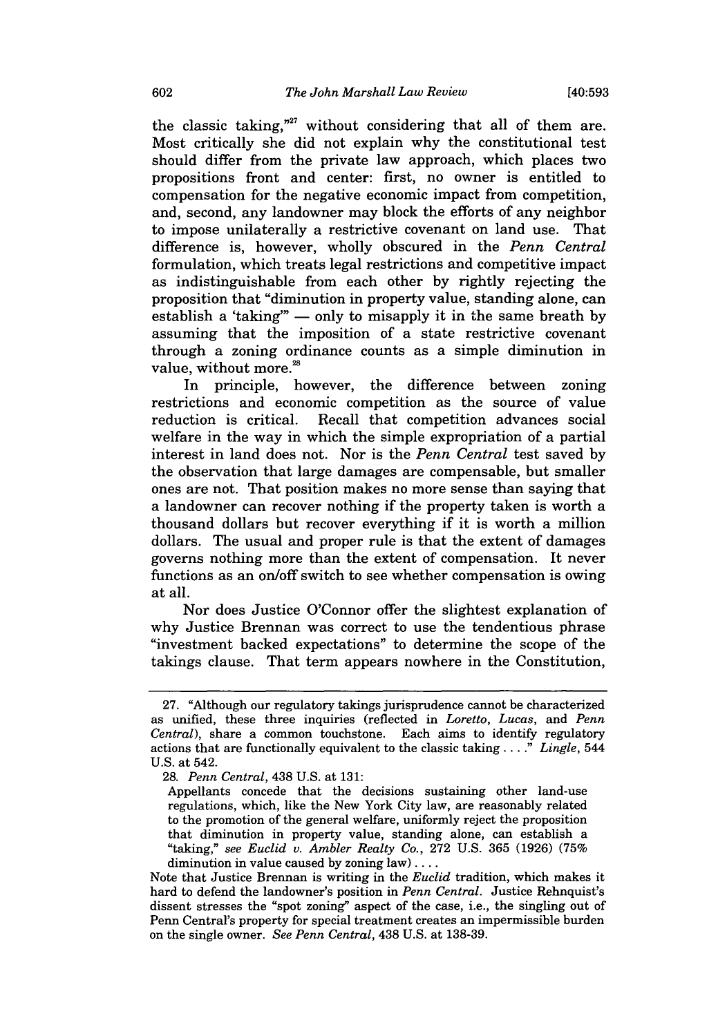the classic taking,"[27] without considering that all of them are. Most critically she did not explain why the constitutional test should differ from the private law approach, which places two propositions front and center: first, no owner is entitled to compensation for the negative economic impact from competition, and, second, any landowner may block the efforts of any neighbor to impose unilaterally a restrictive covenant on land use. That difference is, however, wholly obscured in the *Penn Central* formulation, which treats legal restrictions and competitive impact as indistinguishable from each other by rightly rejecting the proposition that "diminution in property value, standing alone, can establish a 'taking'" — only to misapply it in the same breath by assuming that the imposition of a state restrictive covenant through a zoning ordinance counts as a simple diminution in value, without more.[28]

In principle, however, the difference between zoning restrictions and economic competition as the source of value reduction is critical. Recall that competition advances social welfare in the way in which the simple expropriation of a partial interest in land does not. Nor is the *Penn Central* test saved by the observation that large damages are compensable, but smaller ones are not. That position makes no more sense than saying that a landowner can recover nothing if the property taken is worth a thousand dollars but recover everything if it is worth a million dollars. The usual and proper rule is that the extent of damages governs nothing more than the extent of compensation. It never functions as an on/off switch to see whether compensation is owing at all.

Nor does Justice O'Connor offer the slightest explanation of why Justice Brennan was correct to use the tendentious phrase "investment backed expectations" to determine the scope of the takings clause. That term appears nowhere in the Constitution,

---

27. "Although our regulatory takings jurisprudence cannot be characterized as unified, these three inquiries (reflected in *Loretto*, *Lucas*, and *Penn Central*), share a common touchstone. Each aims to identify regulatory actions that are functionally equivalent to the classic taking . . . ." *Lingle*, 544 U.S. at 542.

28. *Penn Central*, 438 U.S. at 131:

> Appellants concede that the decisions sustaining other land-use regulations, which, like the New York City law, are reasonably related to the promotion of the general welfare, uniformly reject the proposition that diminution in property value, standing alone, can establish a "taking," *see Euclid v. Ambler Realty Co.*, 272 U.S. 365 (1926) (75% diminution in value caused by zoning law) . . . .

Note that Justice Brennan is writing in the *Euclid* tradition, which makes it hard to defend the landowner's position in *Penn Central*. Justice Rehnquist's dissent stresses the "spot zoning" aspect of the case, i.e., the singling out of Penn Central's property for special treatment creates an impermissible burden on the single owner. *See Penn Central*, 438 U.S. at 138-39.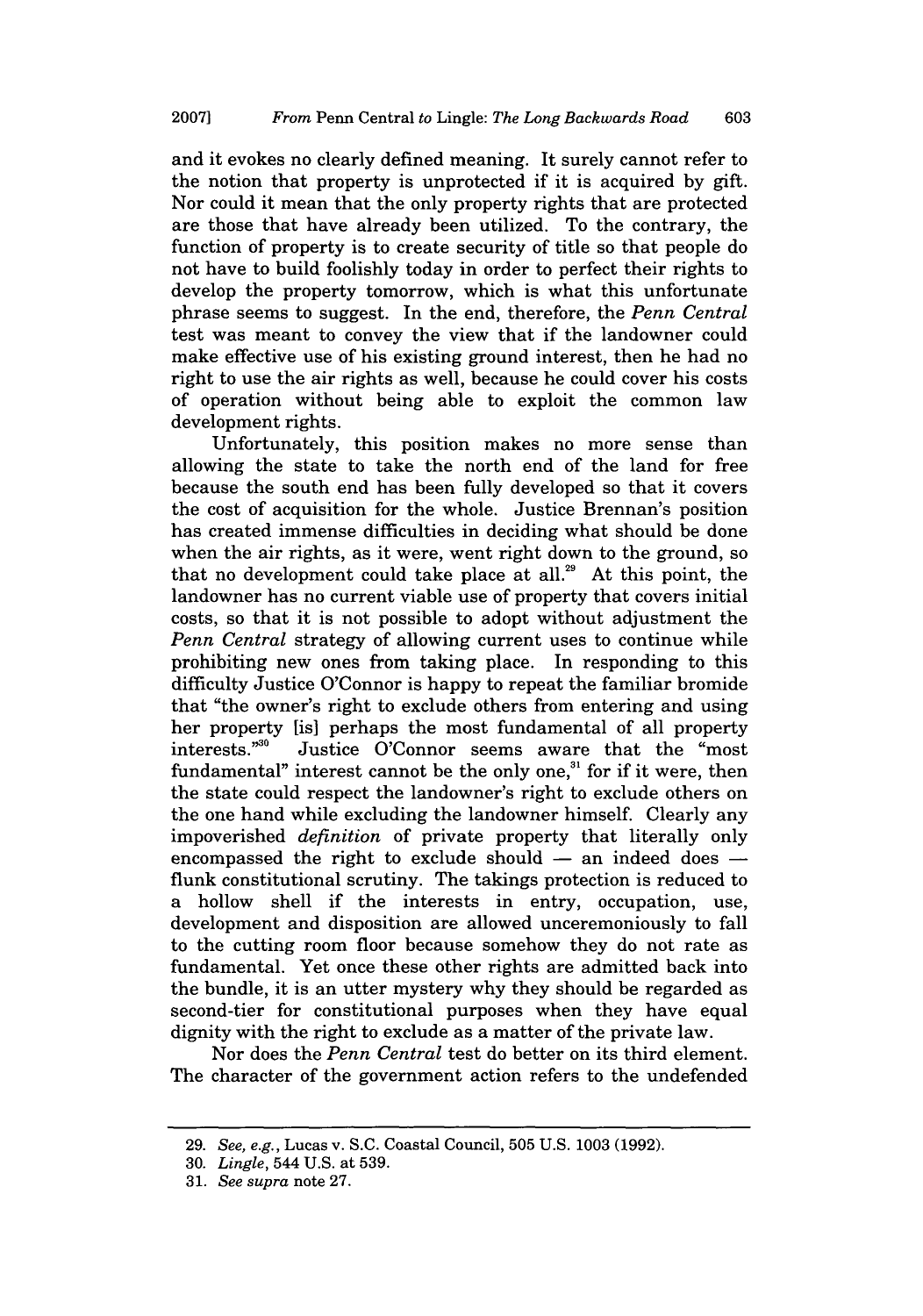and it evokes no clearly defined meaning. It surely cannot refer to the notion that property is unprotected if it is acquired by gift. Nor could it mean that the only property rights that are protected are those that have already been utilized. To the contrary, the function of property is to create security of title so that people do not have to build foolishly today in order to perfect their rights to develop the property tomorrow, which is what this unfortunate phrase seems to suggest. In the end, therefore, the *Penn Central* test was meant to convey the view that if the landowner could make effective use of his existing ground interest, then he had no right to use the air rights as well, because he could cover his costs of operation without being able to exploit the common law development rights.

Unfortunately, this position makes no more sense than allowing the state to take the north end of the land for free because the south end has been fully developed so that it covers the cost of acquisition for the whole. Justice Brennan's position has created immense difficulties in deciding what should be done when the air rights, as it were, went right down to the ground, so that no development could take place at all.[29] At this point, the landowner has no current viable use of property that covers initial costs, so that it is not possible to adopt without adjustment the *Penn Central* strategy of allowing current uses to continue while prohibiting new ones from taking place. In responding to this difficulty Justice O'Connor is happy to repeat the familiar bromide that "the owner's right to exclude others from entering and using her property [is] perhaps the most fundamental of all property interests."[30] Justice O'Connor seems aware that the "most fundamental" interest cannot be the only one,[31] for if it were, then the state could respect the landowner's right to exclude others on the one hand while excluding the landowner himself. Clearly any impoverished *definition* of private property that literally only encompassed the right to exclude should — an indeed does — flunk constitutional scrutiny. The takings protection is reduced to a hollow shell if the interests in entry, occupation, use, development and disposition are allowed unceremoniously to fall to the cutting room floor because somehow they do not rate as fundamental. Yet once these other rights are admitted back into the bundle, it is an utter mystery why they should be regarded as second-tier for constitutional purposes when they have equal dignity with the right to exclude as a matter of the private law.

Nor does the *Penn Central* test do better on its third element. The character of the government action refers to the undefended

---

29. *See, e.g.*, Lucas v. S.C. Coastal Council, 505 U.S. 1003 (1992).

30. *Lingle*, 544 U.S. at 539.

31. *See supra* note 27.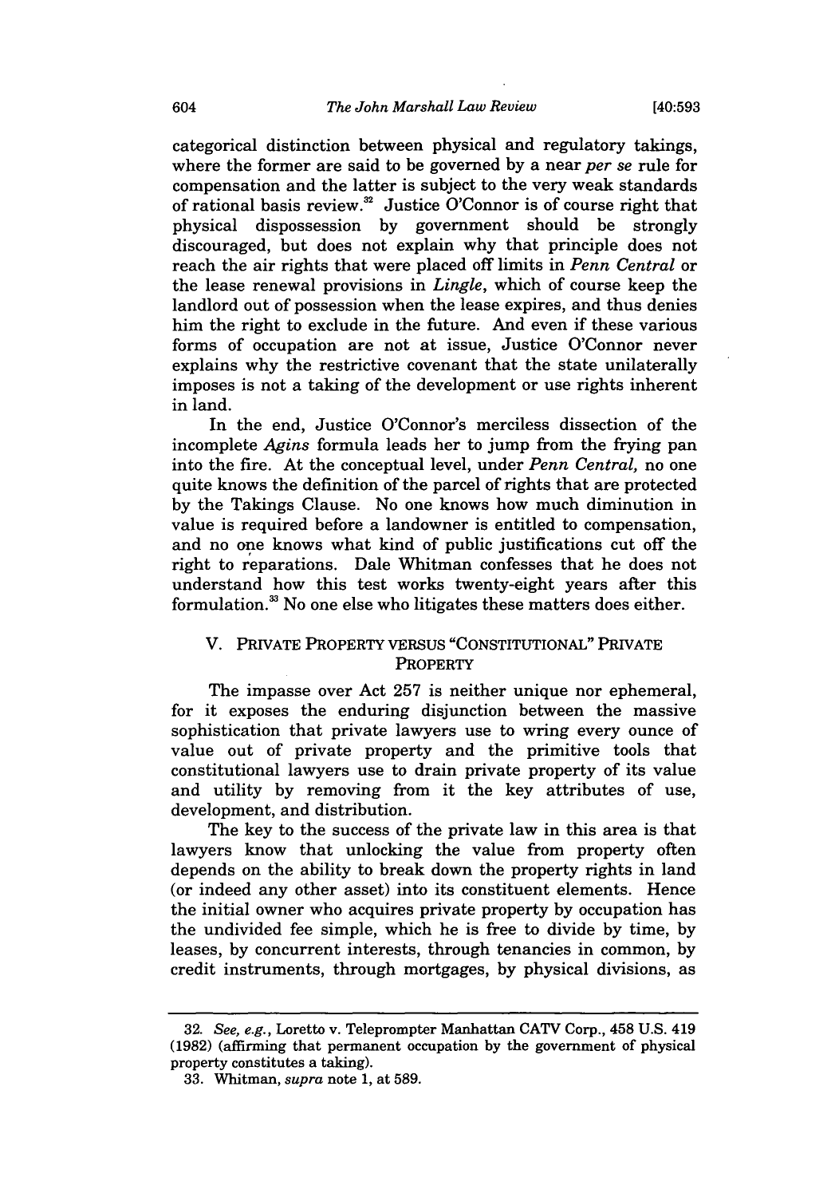categorical distinction between physical and regulatory takings, where the former are said to be governed by a near *per se* rule for compensation and the latter is subject to the very weak standards of rational basis review.[32] Justice O'Connor is of course right that physical dispossession by government should be strongly discouraged, but does not explain why that principle does not reach the air rights that were placed off limits in *Penn Central* or the lease renewal provisions in *Lingle*, which of course keep the landlord out of possession when the lease expires, and thus denies him the right to exclude in the future. And even if these various forms of occupation are not at issue, Justice O'Connor never explains why the restrictive covenant that the state unilaterally imposes is not a taking of the development or use rights inherent in land.

In the end, Justice O'Connor's merciless dissection of the incomplete *Agins* formula leads her to jump from the frying pan into the fire. At the conceptual level, under *Penn Central*, no one quite knows the definition of the parcel of rights that are protected by the Takings Clause. No one knows how much diminution in value is required before a landowner is entitled to compensation, and no one knows what kind of public justifications cut off the right to reparations. Dale Whitman confesses that he does not understand how this test works twenty-eight years after this formulation.[33] No one else who litigates these matters does either.

## V. PRIVATE PROPERTY VERSUS "CONSTITUTIONAL" PRIVATE PROPERTY

The impasse over Act 257 is neither unique nor ephemeral, for it exposes the enduring disjunction between the massive sophistication that private lawyers use to wring every ounce of value out of private property and the primitive tools that constitutional lawyers use to drain private property of its value and utility by removing from it the key attributes of use, development, and distribution.

The key to the success of the private law in this area is that lawyers know that unlocking the value from property often depends on the ability to break down the property rights in land (or indeed any other asset) into its constituent elements. Hence the initial owner who acquires private property by occupation has the undivided fee simple, which he is free to divide by time, by leases, by concurrent interests, through tenancies in common, by credit instruments, through mortgages, by physical divisions, as

---

32. *See, e.g.*, Loretto v. Teleprompter Manhattan CATV Corp., 458 U.S. 419 (1982) (affirming that permanent occupation by the government of physical property constitutes a taking).

33. Whitman, *supra* note 1, at 589.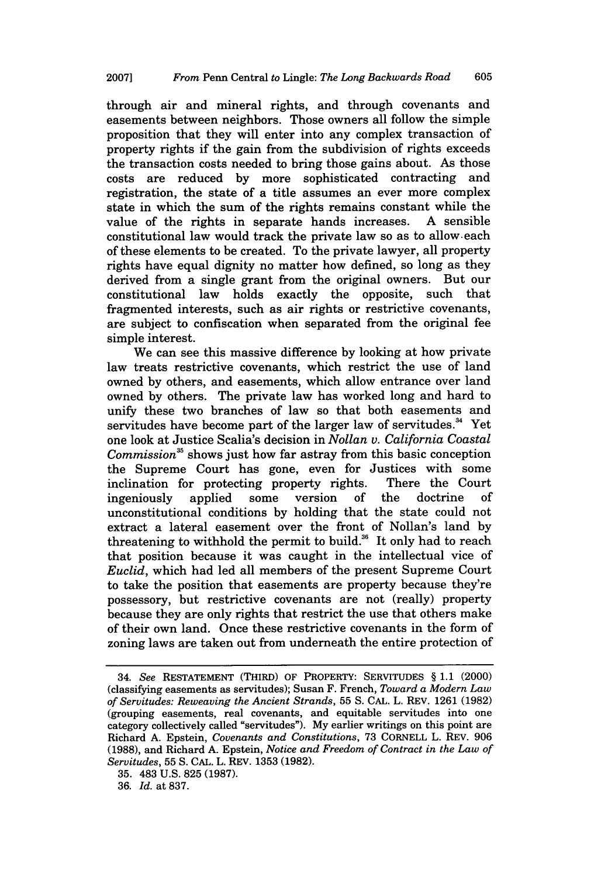through air and mineral rights, and through covenants and easements between neighbors. Those owners all follow the simple proposition that they will enter into any complex transaction of property rights if the gain from the subdivision of rights exceeds the transaction costs needed to bring those gains about. As those costs are reduced by more sophisticated contracting and registration, the state of a title assumes an ever more complex state in which the sum of the rights remains constant while the value of the rights in separate hands increases. A sensible constitutional law would track the private law so as to allow each of these elements to be created. To the private lawyer, all property rights have equal dignity no matter how defined, so long as they derived from a single grant from the original owners. But our constitutional law holds exactly the opposite, such that fragmented interests, such as air rights or restrictive covenants, are subject to confiscation when separated from the original fee simple interest.

We can see this massive difference by looking at how private law treats restrictive covenants, which restrict the use of land owned by others, and easements, which allow entrance over land owned by others. The private law has worked long and hard to unify these two branches of law so that both easements and servitudes have become part of the larger law of servitudes.[34] Yet one look at Justice Scalia's decision in *Nollan v. California Coastal Commission*[35] shows just how far astray from this basic conception the Supreme Court has gone, even for Justices with some inclination for protecting property rights. There the Court ingeniously applied some version of the doctrine of unconstitutional conditions by holding that the state could not extract a lateral easement over the front of Nollan's land by threatening to withhold the permit to build.[36] It only had to reach that position because it was caught in the intellectual vice of *Euclid*, which had led all members of the present Supreme Court to take the position that easements are property because they're possessory, but restrictive covenants are not (really) property because they are only rights that restrict the use that others make of their own land. Once these restrictive covenants in the form of zoning laws are taken out from underneath the entire protection of

---

34. *See* RESTATEMENT (THIRD) OF PROPERTY: SERVITUDES § 1.1 (2000) (classifying easements as servitudes); Susan F. French, *Toward a Modern Law of Servitudes: Reweaving the Ancient Strands*, 55 S. CAL. L. REV. 1261 (1982) (grouping easements, real covenants, and equitable servitudes into one category collectively called "servitudes"). My earlier writings on this point are Richard A. Epstein, *Covenants and Constitutions*, 73 CORNELL L. REV. 906 (1988), and Richard A. Epstein, *Notice and Freedom of Contract in the Law of Servitudes*, 55 S. CAL. L. REV. 1353 (1982).

35. 483 U.S. 825 (1987).

36. *Id.* at 837.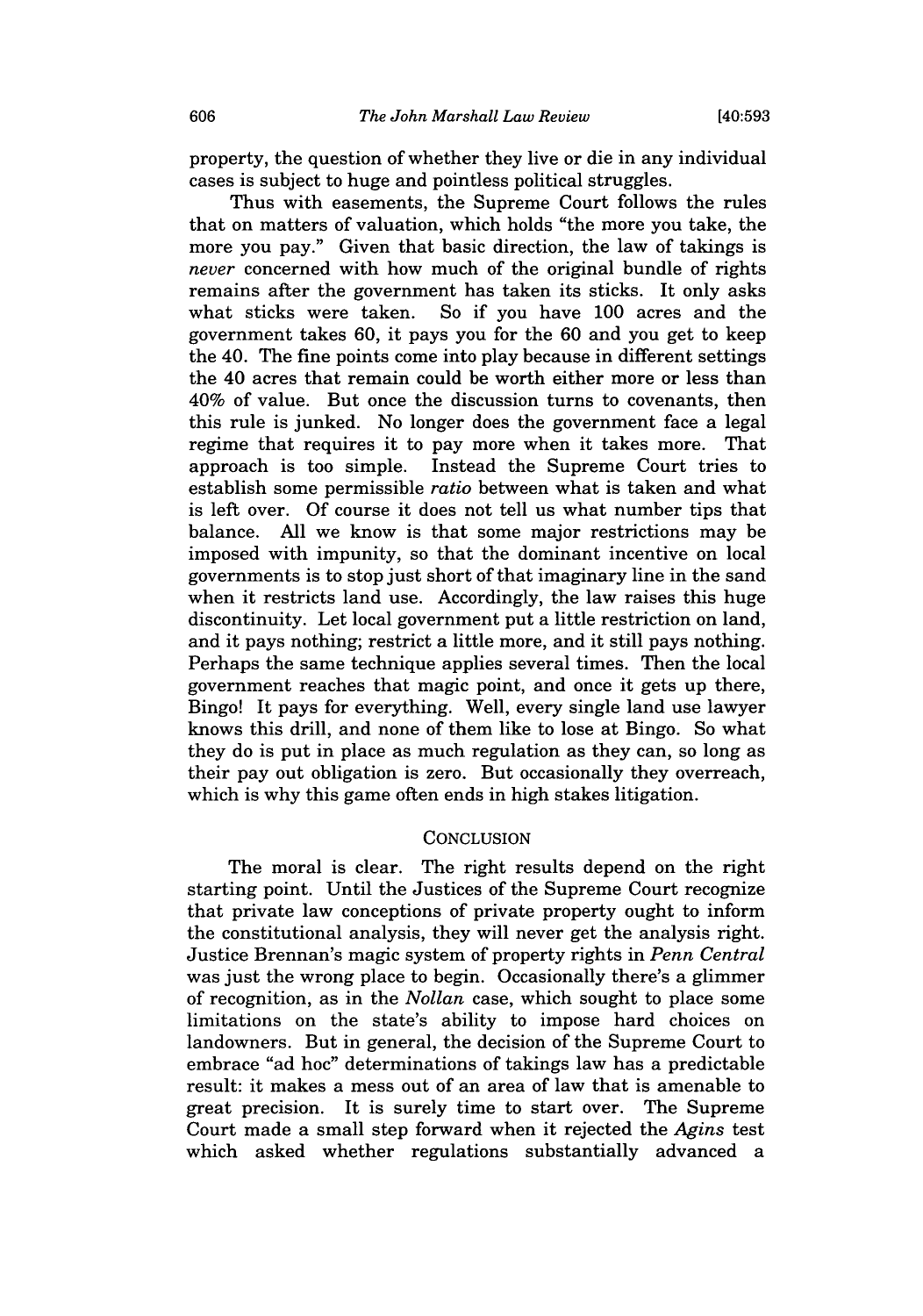property, the question of whether they live or die in any individual cases is subject to huge and pointless political struggles.

Thus with easements, the Supreme Court follows the rules that on matters of valuation, which holds "the more you take, the more you pay." Given that basic direction, the law of takings is *never* concerned with how much of the original bundle of rights remains after the government has taken its sticks. It only asks what sticks were taken. So if you have 100 acres and the government takes 60, it pays you for the 60 and you get to keep the 40. The fine points come into play because in different settings the 40 acres that remain could be worth either more or less than 40% of value. But once the discussion turns to covenants, then this rule is junked. No longer does the government face a legal regime that requires it to pay more when it takes more. That approach is too simple. Instead the Supreme Court tries to establish some permissible *ratio* between what is taken and what is left over. Of course it does not tell us what number tips that balance. All we know is that some major restrictions may be imposed with impunity, so that the dominant incentive on local governments is to stop just short of that imaginary line in the sand when it restricts land use. Accordingly, the law raises this huge discontinuity. Let local government put a little restriction on land, and it pays nothing; restrict a little more, and it still pays nothing. Perhaps the same technique applies several times. Then the local government reaches that magic point, and once it gets up there, Bingo! It pays for everything. Well, every single land use lawyer knows this drill, and none of them like to lose at Bingo. So what they do is put in place as much regulation as they can, so long as their pay out obligation is zero. But occasionally they overreach, which is why this game often ends in high stakes litigation.

## CONCLUSION

The moral is clear. The right results depend on the right starting point. Until the Justices of the Supreme Court recognize that private law conceptions of private property ought to inform the constitutional analysis, they will never get the analysis right. Justice Brennan's magic system of property rights in *Penn Central* was just the wrong place to begin. Occasionally there's a glimmer of recognition, as in the *Nollan* case, which sought to place some limitations on the state's ability to impose hard choices on landowners. But in general, the decision of the Supreme Court to embrace "ad hoc" determinations of takings law has a predictable result: it makes a mess out of an area of law that is amenable to great precision. It is surely time to start over. The Supreme Court made a small step forward when it rejected the *Agins* test which asked whether regulations substantially advanced a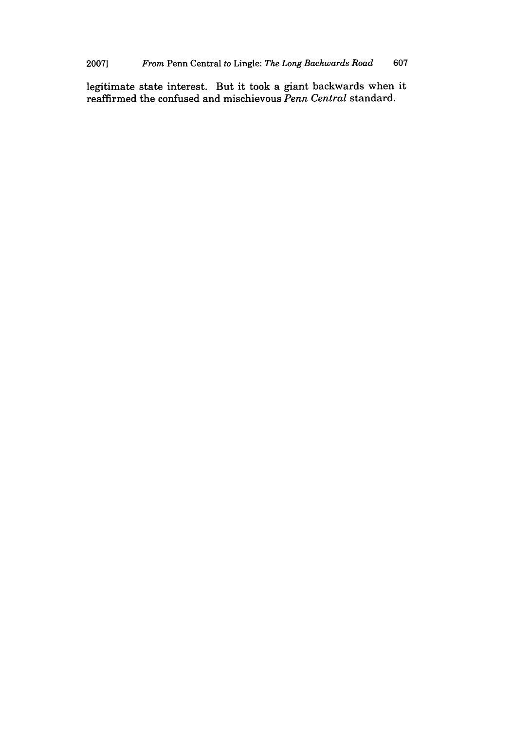legitimate state interest. But it took a giant backwards when it reaffirmed the confused and mischievous *Penn Central* standard.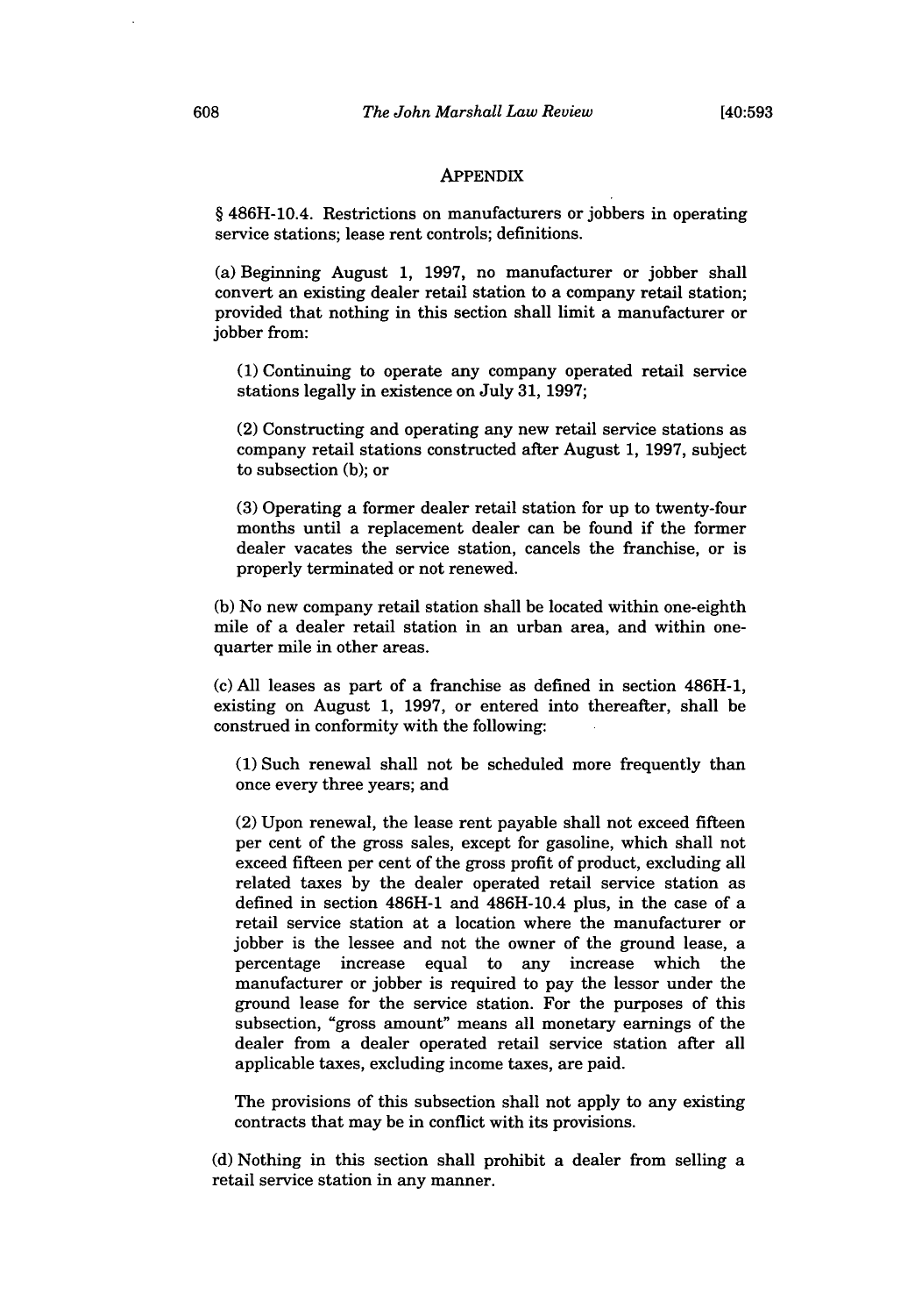## APPENDIX

§ 486H-10.4. Restrictions on manufacturers or jobbers in operating service stations; lease rent controls; definitions.

(a) Beginning August 1, 1997, no manufacturer or jobber shall convert an existing dealer retail station to a company retail station; provided that nothing in this section shall limit a manufacturer or jobber from:

(1) Continuing to operate any company operated retail service stations legally in existence on July 31, 1997;

(2) Constructing and operating any new retail service stations as company retail stations constructed after August 1, 1997, subject to subsection (b); or

(3) Operating a former dealer retail station for up to twenty-four months until a replacement dealer can be found if the former dealer vacates the service station, cancels the franchise, or is properly terminated or not renewed.

(b) No new company retail station shall be located within one-eighth mile of a dealer retail station in an urban area, and within one-quarter mile in other areas.

(c) All leases as part of a franchise as defined in section 486H-1, existing on August 1, 1997, or entered into thereafter, shall be construed in conformity with the following:

(1) Such renewal shall not be scheduled more frequently than once every three years; and

(2) Upon renewal, the lease rent payable shall not exceed fifteen per cent of the gross sales, except for gasoline, which shall not exceed fifteen per cent of the gross profit of product, excluding all related taxes by the dealer operated retail service station as defined in section 486H-1 and 486H-10.4 plus, in the case of a retail service station at a location where the manufacturer or jobber is the lessee and not the owner of the ground lease, a percentage increase equal to any increase which the manufacturer or jobber is required to pay the lessor under the ground lease for the service station. For the purposes of this subsection, "gross amount" means all monetary earnings of the dealer from a dealer operated retail service station after all applicable taxes, excluding income taxes, are paid.

The provisions of this subsection shall not apply to any existing contracts that may be in conflict with its provisions.

(d) Nothing in this section shall prohibit a dealer from selling a retail service station in any manner.